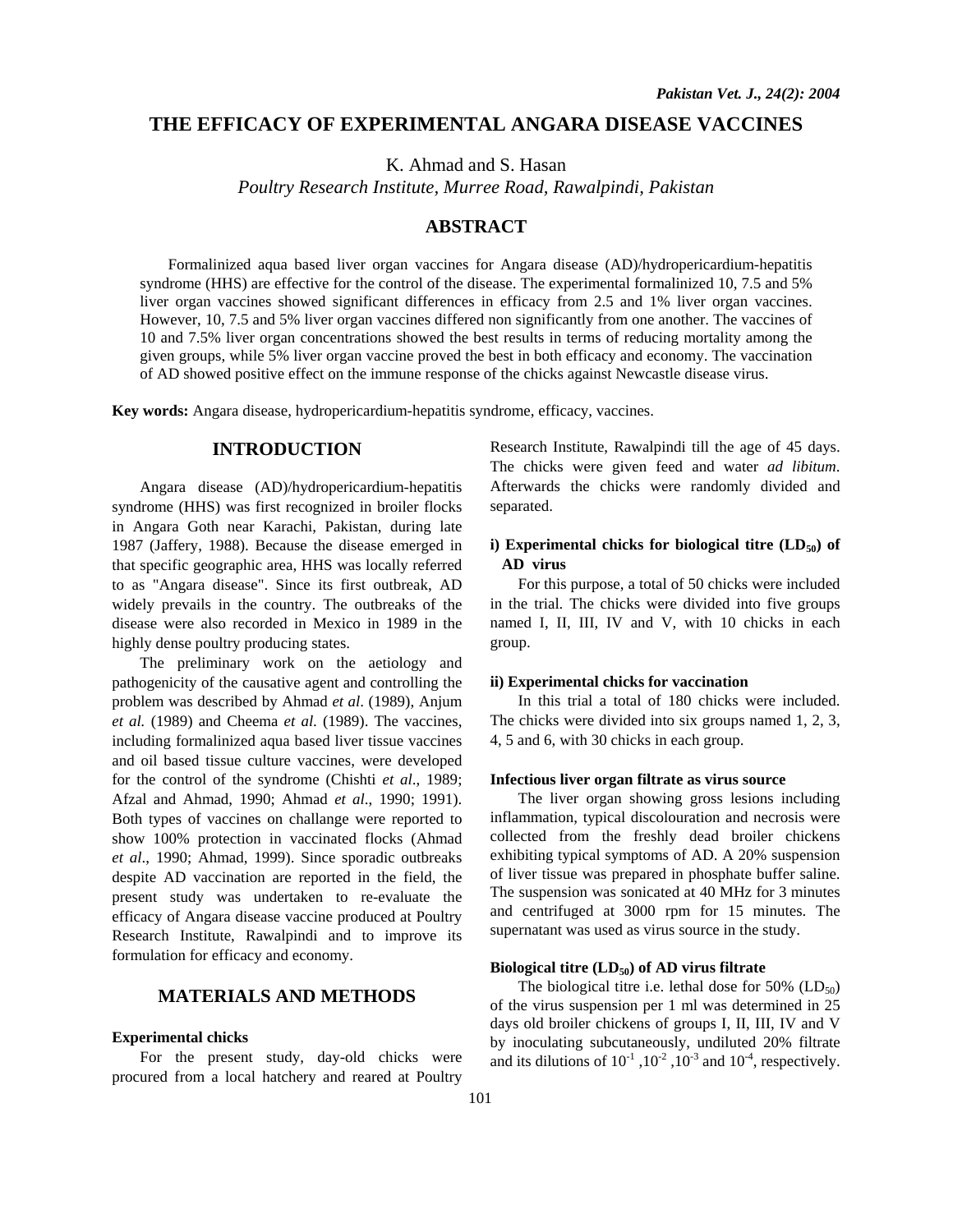# THE EFFICACY OF EXPERIMENTAL ANGARA DISEASE VACCINES

K. Ahmad and S. Hasan

*Poultry Research Institute, Murree Road, Rawalpindi, Pakistan*

## ABSTRACT

Formalinized aqua based liver organ vaccines for Angara disease (AD)/hydropericardium-hepatitis syndrome (HHS) are effective for the control of the disease. The experimental formalinized 10, 7.5 and 5% liver organ vaccines showed significant differences in efficacy from 2.5 and 1% liver organ vaccines. However, 10, 7.5 and 5% liver organ vaccines differed non significantly from one another. The vaccines of 10 and 7.5% liver organ concentrations showed the best results in terms of reducing mortality among the given groups, while 5% liver organ vaccine proved the best in both efficacy and economy. The vaccination of AD showed positive effect on the immune response of the chicks against Newcastle disease virus.

**Key words:** Angara disease, hydropericardium-hepatitis syndrome, efficacy, vaccines.

## INTRODUCTION

Angara disease (AD)/hydropericardium-hepatitis syndrome (HHS) was first recognized in broiler flocks in Angara Goth near Karachi, Pakistan, during late 1987 (Jaffery, 1988). Because the disease emerged in that specific geographic area, HHS was locally referred to as "Angara disease". Since its first outbreak, AD widely prevails in the country. The outbreaks of the disease were also recorded in Mexico in 1989 in the highly dense poultry producing states.

The preliminary work on the aetiology and pathogenicity of the causative agent and controlling the problem was described by Ahmad *et al*. (1989), Anjum *et al.* (1989) and Cheema *et al.* (1989). The vaccines, including formalinized aqua based liver tissue vaccines and oil based tissue culture vaccines, were developed for the control of the syndrome (Chishti *et al*., 1989; Afzal and Ahmad, 1990; Ahmad *et al*., 1990; 1991). Both types of vaccines on challange were reported to show 100% protection in vaccinated flocks (Ahmad *et al*., 1990; Ahmad, 1999). Since sporadic outbreaks despite AD vaccination are reported in the field, the present study was undertaken to re-evaluate the efficacy of Angara disease vaccine produced at Poultry Research Institute, Rawalpindi and to improve its formulation for efficacy and economy.

## MATERIALS AND METHODS

### Experimental chicks

For the present study, day-old chicks were procured from a local hatchery and reared at Poultry Research Institute, Rawalpindi till the age of 45 days. The chicks were given feed and water *ad libitum*. Afterwards the chicks were randomly divided and separated.

#### i) Experimental chicks for biological titre ($LD_{50}$) of AD virus

For this purpose, a total of 50 chicks were included in the trial. The chicks were divided into five groups named I, II, III, IV and V, with 10 chicks in each group.

#### ii) Experimental chicks for vaccination

In this trial a total of 180 chicks were included. The chicks were divided into six groups named 1, 2, 3, 4, 5 and 6, with 30 chicks in each group.

### Infectious liver organ filtrate as virus source

The liver organ showing gross lesions including inflammation, typical discolouration and necrosis were collected from the freshly dead broiler chickens exhibiting typical symptoms of AD. A 20% suspension of liver tissue was prepared in phosphate buffer saline. The suspension was sonicated at 40 MHz for 3 minutes and centrifuged at 3000 rpm for 15 minutes. The supernatant was used as virus source in the study.

### Biological titre ($LD_{50}$) of AD virus filtrate

The biological titre i.e. lethal dose for 50% ($LD_{50}$) of the virus suspension per 1 ml was determined in 25 days old broiler chickens of groups I, II, III, IV and V by inoculating subcutaneously, undiluted 20% filtrate and its dilutions of $10^{-1}$, $10^{-2}$, $10^{-3}$ and $10^{-4}$, respectively.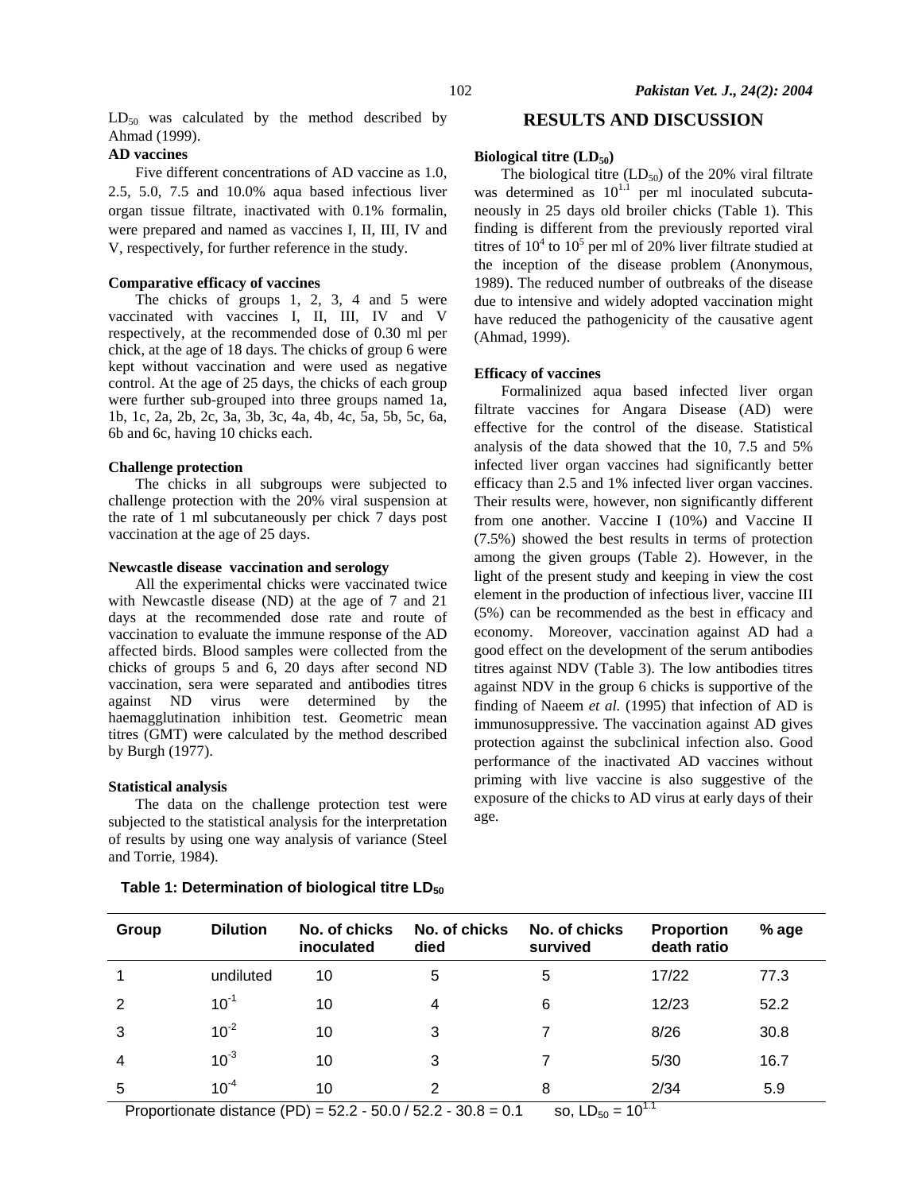$LD_{50}$ was calculated by the method described by Ahmad (1999).

**AD vaccines**

Five different concentrations of AD vaccine as 1.0, 2.5, 5.0, 7.5 and 10.0% aqua based infectious liver organ tissue filtrate, inactivated with 0.1% formalin, were prepared and named as vaccines I, II, III, IV and V, respectively, for further reference in the study.

**Comparative efficacy of vaccines**

The chicks of groups 1, 2, 3, 4 and 5 were vaccinated with vaccines I, II, III, IV and V respectively, at the recommended dose of 0.30 ml per chick, at the age of 18 days. The chicks of group 6 were kept without vaccination and were used as negative control. At the age of 25 days, the chicks of each group were further sub-grouped into three groups named 1a, 1b, 1c, 2a, 2b, 2c, 3a, 3b, 3c, 4a, 4b, 4c, 5a, 5b, 5c, 6a, 6b and 6c, having 10 chicks each.

**Challenge protection**

The chicks in all subgroups were subjected to challenge protection with the 20% viral suspension at the rate of 1 ml subcutaneously per chick 7 days post vaccination at the age of 25 days.

**Newcastle disease vaccination and serology**

All the experimental chicks were vaccinated twice with Newcastle disease (ND) at the age of 7 and 21 days at the recommended dose rate and route of vaccination to evaluate the immune response of the AD affected birds. Blood samples were collected from the chicks of groups 5 and 6, 20 days after second ND vaccination, sera were separated and antibodies titres against ND virus were determined by the haemagglutination inhibition test. Geometric mean titres (GMT) were calculated by the method described by Burgh (1977).

**Statistical analysis**

The data on the challenge protection test were subjected to the statistical analysis for the interpretation of results by using one way analysis of variance (Steel and Torrie, 1984).

## RESULTS AND DISCUSSION

**Biological titre ($LD_{50}$)**

The biological titre ($LD_{50}$) of the 20% viral filtrate was determined as $10^{1.1}$ per ml inoculated subcutaneously in 25 days old broiler chicks (Table 1). This finding is different from the previously reported viral titres of $10^4$ to $10^5$ per ml of 20% liver filtrate studied at the inception of the disease problem (Anonymous, 1989). The reduced number of outbreaks of the disease due to intensive and widely adopted vaccination might have reduced the pathogenicity of the causative agent (Ahmad, 1999).

**Efficacy of vaccines**

Formalinized aqua based infected liver organ filtrate vaccines for Angara Disease (AD) were effective for the control of the disease. Statistical analysis of the data showed that the 10, 7.5 and 5% infected liver organ vaccines had significantly better efficacy than 2.5 and 1% infected liver organ vaccines. Their results were, however, non significantly different from one another. Vaccine I (10%) and Vaccine II (7.5%) showed the best results in terms of protection among the given groups (Table 2). However, in the light of the present study and keeping in view the cost element in the production of infectious liver, vaccine III (5%) can be recommended as the best in efficacy and economy. Moreover, vaccination against AD had a good effect on the development of the serum antibodies titres against NDV (Table 3). The low antibodies titres against NDV in the group 6 chicks is supportive of the finding of Naeem *et al.* (1995) that infection of AD is immunosuppressive. The vaccination against AD gives protection against the subclinical infection also. Good performance of the inactivated AD vaccines without priming with live vaccine is also suggestive of the exposure of the chicks to AD virus at early days of their age.

**Table 1: Determination of biological titre $LD_{50}$**

| Group | Dilution | No. of chicks inoculated | No. of chicks died | No. of chicks survived | Proportion death ratio | % age |
|---|---|---|---|---|---|---|
| 1 | undiluted | 10 | 5 | 5 | 17/22 | 77.3 |
| 2 | $10^{-1}$ | 10 | 4 | 6 | 12/23 | 52.2 |
| 3 | $10^{-2}$ | 10 | 3 | 7 | 8/26 | 30.8 |
| 4 | $10^{-3}$ | 10 | 3 | 7 | 5/30 | 16.7 |
| 5 | $10^{-4}$ | 10 | 2 | 8 | 2/34 | 5.9 |

Proportionate distance (PD) = 52.2 - 50.0 / 52.2 - 30.8 = 0.1 so, $LD_{50} = 10^{1.1}$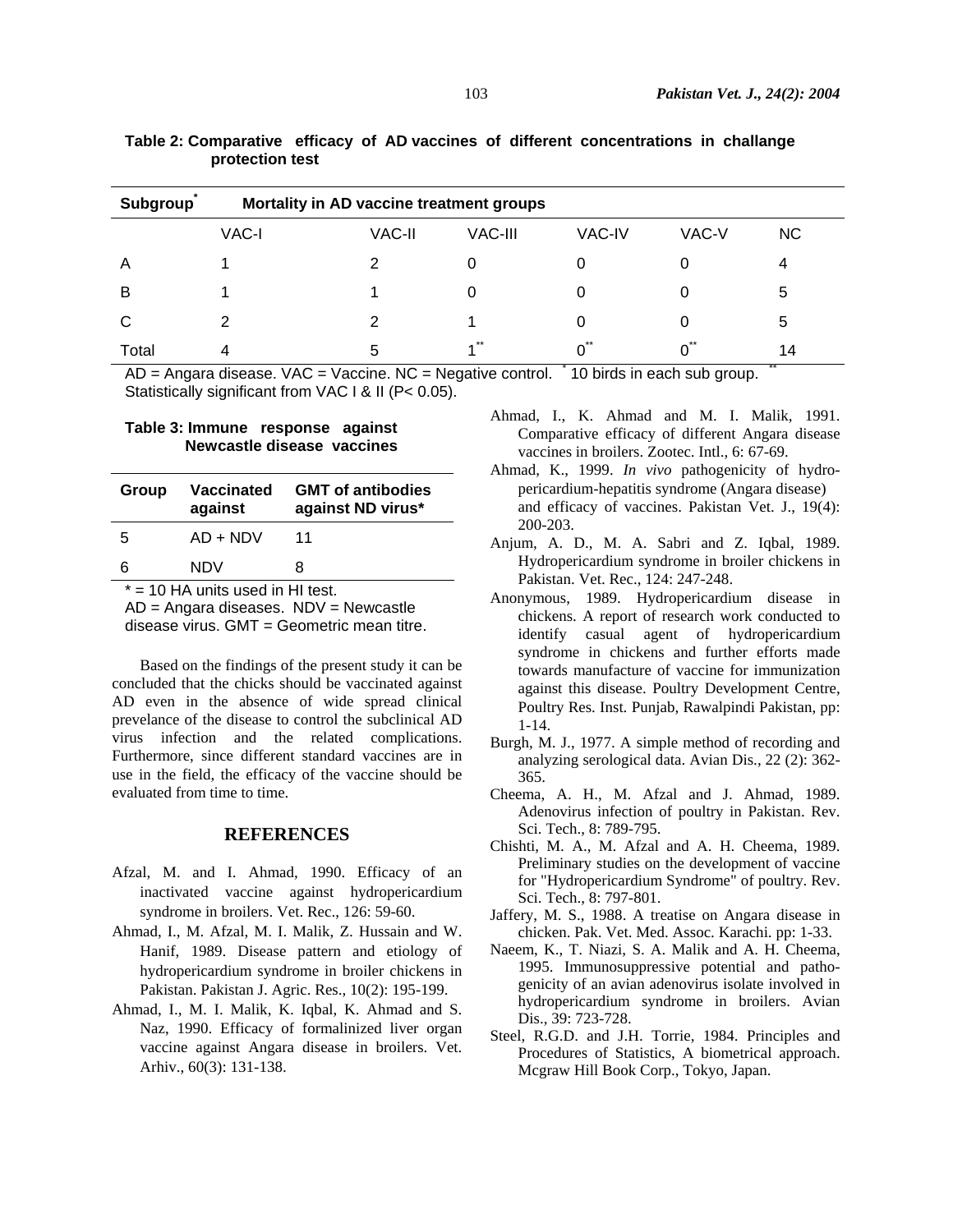**Table 2: Comparative efficacy of AD vaccines of different concentrations in challange protection test**

| Subgroup* | Mortality in AD vaccine treatment groups | | | | | |
|---|---|---|---|---|---|---|
| | VAC-I | VAC-II | VAC-III | VAC-IV | VAC-V | NC |
| A | 1 | 2 | 0 | 0 | 0 | 4 |
| B | 1 | 1 | 0 | 0 | 0 | 5 |
| C | 2 | 2 | 1 | 0 | 0 | 5 |
| Total | 4 | 5 | 1** | 0** | 0** | 14 |

AD = Angara disease. VAC = Vaccine. NC = Negative control. * 10 birds in each sub group. ** Statistically significant from VAC I & II (P< 0.05).

**Table 3: Immune response against Newcastle disease vaccines**

| Group | Vaccinated against | GMT of antibodies against ND virus* |
|---|---|---|
| 5 | AD + NDV | 11 |
| 6 | NDV | 8 |

* = 10 HA units used in HI test.
AD = Angara diseases. NDV = Newcastle disease virus. GMT = Geometric mean titre.

Based on the findings of the present study it can be concluded that the chicks should be vaccinated against AD even in the absence of wide spread clinical prevelance of the disease to control the subclinical AD virus infection and the related complications. Furthermore, since different standard vaccines are in use in the field, the efficacy of the vaccine should be evaluated from time to time.

## REFERENCES

Afzal, M. and I. Ahmad, 1990. Efficacy of an inactivated vaccine against hydropericardium syndrome in broilers. Vet. Rec., 126: 59-60.

Ahmad, I., M. Afzal, M. I. Malik, Z. Hussain and W. Hanif, 1989. Disease pattern and etiology of hydropericardium syndrome in broiler chickens in Pakistan. Pakistan J. Agric. Res., 10(2): 195-199.

Ahmad, I., M. I. Malik, K. Iqbal, K. Ahmad and S. Naz, 1990. Efficacy of formalinized liver organ vaccine against Angara disease in broilers. Vet. Arhiv., 60(3): 131-138.

Ahmad, I., K. Ahmad and M. I. Malik, 1991. Comparative efficacy of different Angara disease vaccines in broilers. Zootec. Intl., 6: 67-69.

Ahmad, K., 1999. *In vivo* pathogenicity of hydro-pericardium-hepatitis syndrome (Angara disease) and efficacy of vaccines. Pakistan Vet. J., 19(4): 200-203.

Anjum, A. D., M. A. Sabri and Z. Iqbal, 1989. Hydropericardium syndrome in broiler chickens in Pakistan. Vet. Rec., 124: 247-248.

Anonymous, 1989. Hydropericardium disease in chickens. A report of research work conducted to identify casual agent of hydropericardium syndrome in chickens and further efforts made towards manufacture of vaccine for immunization against this disease. Poultry Development Centre, Poultry Res. Inst. Punjab, Rawalpindi Pakistan, pp: 1-14.

Burgh, M. J., 1977. A simple method of recording and analyzing serological data. Avian Dis., 22 (2): 362-365.

Cheema, A. H., M. Afzal and J. Ahmad, 1989. Adenovirus infection of poultry in Pakistan. Rev. Sci. Tech., 8: 789-795.

Chishti, M. A., M. Afzal and A. H. Cheema, 1989. Preliminary studies on the development of vaccine for "Hydropericardium Syndrome" of poultry. Rev. Sci. Tech., 8: 797-801.

Jaffery, M. S., 1988. A treatise on Angara disease in chicken. Pak. Vet. Med. Assoc. Karachi. pp: 1-33.

Naeem, K., T. Niazi, S. A. Malik and A. H. Cheema, 1995. Immunosuppressive potential and patho-genicity of an avian adenovirus isolate involved in hydropericardium syndrome in broilers. Avian Dis., 39: 723-728.

Steel, R.G.D. and J.H. Torrie, 1984. Principles and Procedures of Statistics, A biometrical approach. Mcgraw Hill Book Corp., Tokyo, Japan.